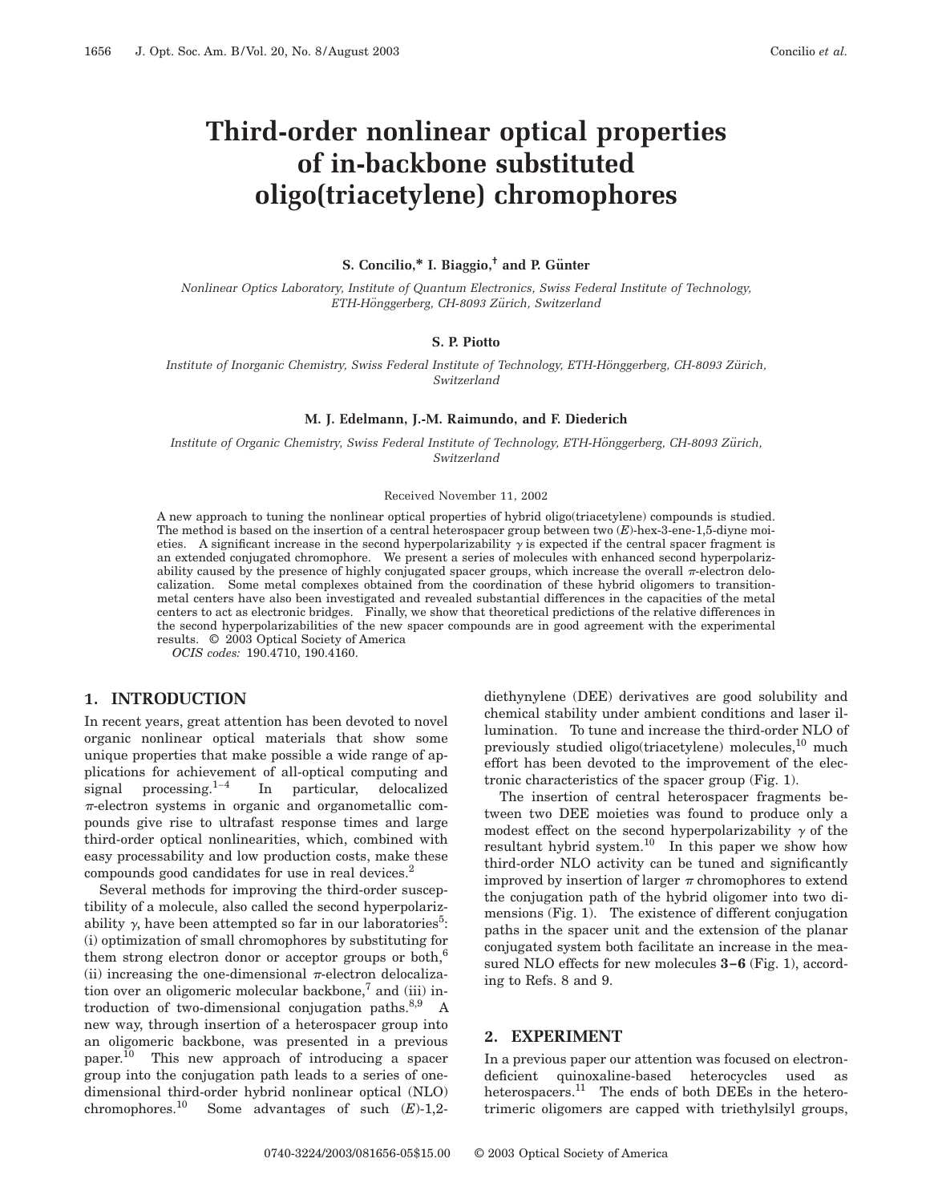# Third-order nonlinear optical properties of in-backbone substituted oligo(triacetylene) chromophores

**S. Concilio,\* I. Biaggio,† and P. Günter**

*Nonlinear Optics Laboratory, Institute of Quantum Electronics, Swiss Federal Institute of Technology, ETH-Hönggerberg, CH-8093 Zürich, Switzerland*

**S. P. Piotto**

*Institute of Inorganic Chemistry, Swiss Federal Institute of Technology, ETH-Hönggerberg, CH-8093 Zürich, Switzerland*

**M. J. Edelmann, J.-M. Raimundo, and F. Diederich**

*Institute of Organic Chemistry, Swiss Federal Institute of Technology, ETH-Hönggerberg, CH-8093 Zürich, Switzerland*

Received November 11, 2002

A new approach to tuning the nonlinear optical properties of hybrid oligo(triacetylene) compounds is studied. The method is based on the insertion of a central heterospacer group between two (*E*)-hex-3-ene-1,5-diyne moieties. A significant increase in the second hyperpolarizability $\gamma$ is expected if the central spacer fragment is an extended conjugated chromophore. We present a series of molecules with enhanced second hyperpolarizability caused by the presence of highly conjugated spacer groups, which increase the overall $\pi$-electron delocalization. Some metal complexes obtained from the coordination of these hybrid oligomers to transition-metal centers have also been investigated and revealed substantial differences in the capacities of the metal centers to act as electronic bridges. Finally, we show that theoretical predictions of the relative differences in the second hyperpolarizabilities of the new spacer compounds are in good agreement with the experimental results. © 2003 Optical Society of America

*OCIS codes:* 190.4710, 190.4160.

## 1. INTRODUCTION

In recent years, great attention has been devoted to novel organic nonlinear optical materials that show some unique properties that make possible a wide range of applications for achievement of all-optical computing and signal processing.[1–4] In particular, delocalized $\pi$-electron systems in organic and organometallic compounds give rise to ultrafast response times and large third-order optical nonlinearities, which, combined with easy processability and low production costs, make these compounds good candidates for use in real devices.[2]

Several methods for improving the third-order susceptibility of a molecule, also called the second hyperpolarizability $\gamma$, have been attempted so far in our laboratories[5]: (i) optimization of small chromophores by substituting for them strong electron donor or acceptor groups or both,[6] (ii) increasing the one-dimensional $\pi$-electron delocalization over an oligomeric molecular backbone,[7] and (iii) introduction of two-dimensional conjugation paths.[8,9] A new way, through insertion of a heterospacer group into an oligomeric backbone, was presented in a previous paper.[10] This new approach of introducing a spacer group into the conjugation path leads to a series of one-dimensional third-order hybrid nonlinear optical (NLO) chromophores.[10] Some advantages of such (*E*)-1,2-diethynylene (DEE) derivatives are good solubility and chemical stability under ambient conditions and laser illumination. To tune and increase the third-order NLO of previously studied oligo(triacetylene) molecules,[10] much effort has been devoted to the improvement of the electronic characteristics of the spacer group (Fig. 1).

The insertion of central heterospacer fragments between two DEE moieties was found to produce only a modest effect on the second hyperpolarizability $\gamma$ of the resultant hybrid system.[10] In this paper we show how third-order NLO activity can be tuned and significantly improved by insertion of larger $\pi$ chromophores to extend the conjugation path of the hybrid oligomer into two dimensions (Fig. 1). The existence of different conjugation paths in the spacer unit and the extension of the planar conjugated system both facilitate an increase in the measured NLO effects for new molecules **3–6** (Fig. 1), according to Refs. 8 and 9.

## 2. EXPERIMENT

In a previous paper our attention was focused on electron-deficient quinoxaline-based heterocycles used as heterospacers.[11] The ends of both DEEs in the heterotrimeric oligomers are capped with triethylsilyl groups,

0740-3224/2003/081656-05$15.00 © 2003 Optical Society of America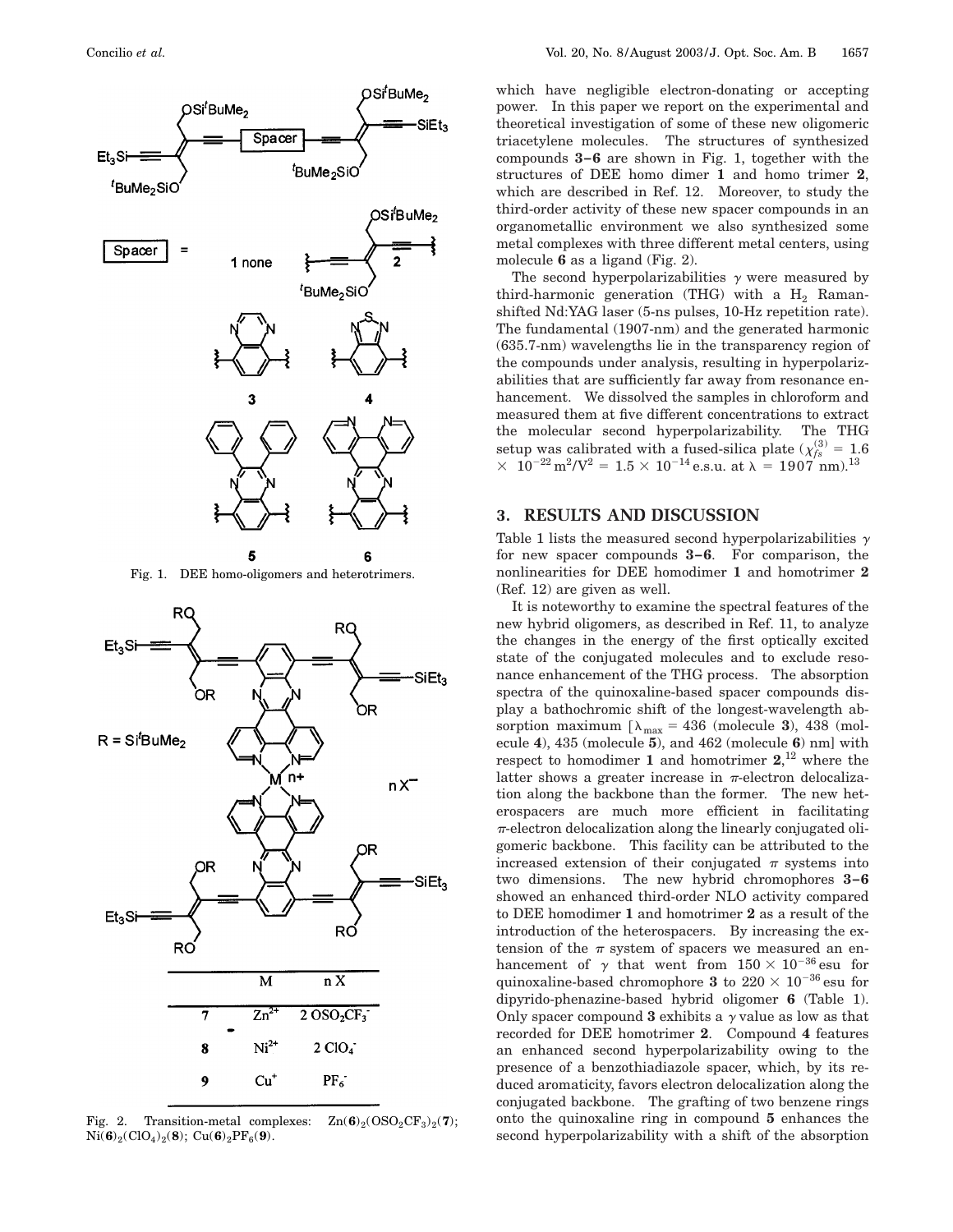Fig. 1. DEE homo-oligomers and heterotrimers.

| | M | n X |
|---|---|---|
| 7 | $Zn^{2+}$ | 2 $OSO_2CF_3^-$ |
| 8 | $Ni^{2+}$ | 2 $ClO_4^-$ |
| 9 | $Cu^+$ | $PF_6^-$ |

Fig. 2. Transition-metal complexes: $Zn(\mathbf{6})_2(OSO_2CF_3)_2$(**7**); $Ni(\mathbf{6})_2(ClO_4)_2$(**8**); $Cu(\mathbf{6})_2PF_6$(**9**).

which have negligible electron-donating or accepting power. In this paper we report on the experimental and theoretical investigation of some of these new oligomeric triacetylene molecules. The structures of synthesized compounds **3–6** are shown in Fig. 1, together with the structures of DEE homo dimer **1** and homo trimer **2**, which are described in Ref. 12. Moreover, to study the third-order activity of these new spacer compounds in an organometallic environment we also synthesized some metal complexes with three different metal centers, using molecule **6** as a ligand (Fig. 2).

The second hyperpolarizabilities $\gamma$ were measured by third-harmonic generation (THG) with a $H_2$ Raman-shifted Nd:YAG laser (5-ns pulses, 10-Hz repetition rate). The fundamental (1907-nm) and the generated harmonic (635.7-nm) wavelengths lie in the transparency region of the compounds under analysis, resulting in hyperpolarizabilities that are sufficiently far away from resonance enhancement. We dissolved the samples in chloroform and measured them at five different concentrations to extract the molecular second hyperpolarizability. The THG setup was calibrated with a fused-silica plate ($\chi_{fs}^{(3)} = 1.6 \times 10^{-22}\,\mathrm{m^2/V^2} = 1.5 \times 10^{-14}$ e.s.u. at $\lambda = 1907$ nm).[13]

## 3. RESULTS AND DISCUSSION

Table 1 lists the measured second hyperpolarizabilities $\gamma$ for new spacer compounds **3–6**. For comparison, the nonlinearities for DEE homodimer **1** and homotrimer **2** (Ref. 12) are given as well.

It is noteworthy to examine the spectral features of the new hybrid oligomers, as described in Ref. 11, to analyze the changes in the energy of the first optically excited state of the conjugated molecules and to exclude resonance enhancement of the THG process. The absorption spectra of the quinoxaline-based spacer compounds display a bathochromic shift of the longest-wavelength absorption maximum [$\lambda_{\max}$ = 436 (molecule **3**), 438 (molecule **4**), 435 (molecule **5**), and 462 (molecule **6**) nm] with respect to homodimer **1** and homotrimer **2**,[12] where the latter shows a greater increase in $\pi$-electron delocalization along the backbone than the former. The new heterospacers are much more efficient in facilitating $\pi$-electron delocalization along the linearly conjugated oligomeric backbone. This facility can be attributed to the increased extension of their conjugated $\pi$ systems into two dimensions. The new hybrid chromophores **3–6** showed an enhanced third-order NLO activity compared to DEE homodimer **1** and homotrimer **2** as a result of the introduction of the heterospacers. By increasing the extension of the $\pi$ system of spacers we measured an enhancement of $\gamma$ that went from $150 \times 10^{-36}$ esu for quinoxaline-based chromophore **3** to $220 \times 10^{-36}$ esu for dipyrido-phenazine-based hybrid oligomer **6** (Table 1). Only spacer compound **3** exhibits a $\gamma$ value as low as that recorded for DEE homotrimer **2**. Compound **4** features an enhanced second hyperpolarizability owing to the presence of a benzothiadiazole spacer, which, by its reduced aromaticity, favors electron delocalization along the conjugated backbone. The grafting of two benzene rings onto the quinoxaline ring in compound **5** enhances the second hyperpolarizability with a shift of the absorption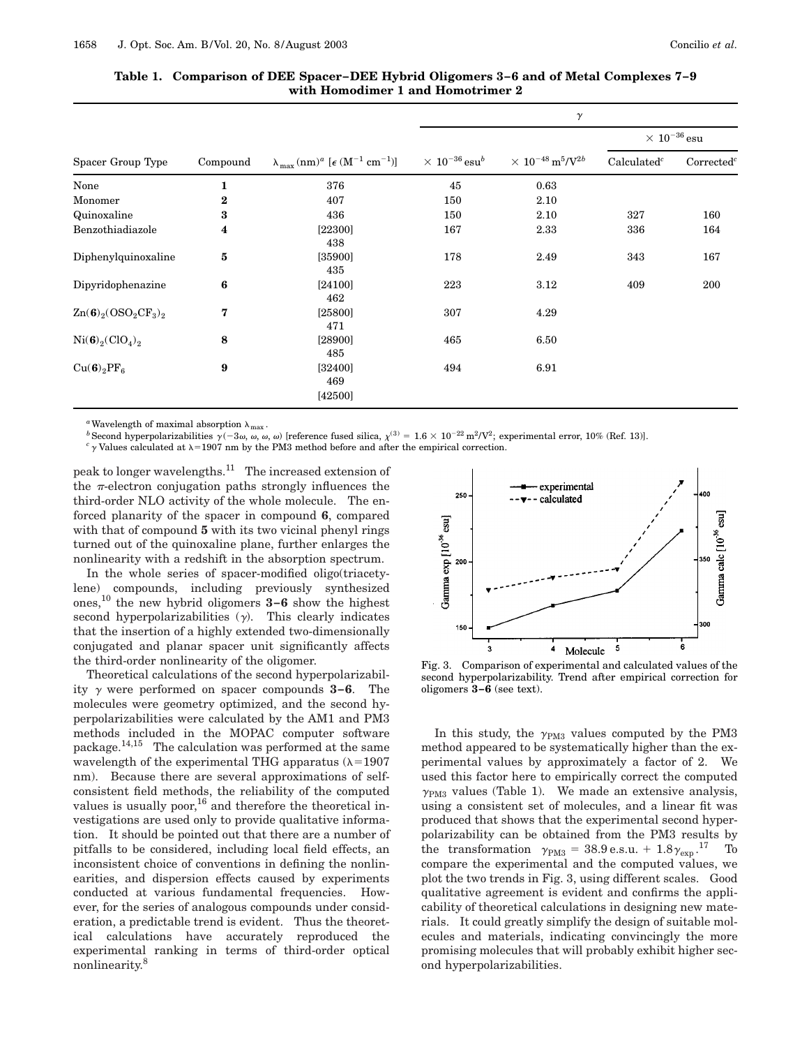**Table 1. Comparison of DEE Spacer–DEE Hybrid Oligomers 3–6 and of Metal Complexes 7–9 with Homodimer 1 and Homotrimer 2**

| Spacer Group Type | Compound | $\lambda_{max}$ (nm)[a] [$\epsilon$ ($M^{-1}$ $cm^{-1}$)] | $\gamma$ | | | |
|---|---|---|---|---|---|---|
| | | | $\times 10^{-36}$ esu[b] | $\times 10^{-48}$ $m^5/V^2$[b] | $\times 10^{-36}$ esu | |
| | | | | | Calculated[c] | Corrected[c] |
| None | **1** | 376 | 45 | 0.63 | | |
| Monomer | **2** | 407 | 150 | 2.10 | | |
| Quinoxaline | **3** | 436 | 150 | 2.10 | 327 | 160 |
| Benzothiadiazole | **4** | [22300] 438 | 167 | 2.33 | 336 | 164 |
| Diphenylquinoxaline | **5** | [35900] 435 | 178 | 2.49 | 343 | 167 |
| Dipyridophenazine | **6** | [24100] 462 | 223 | 3.12 | 409 | 200 |
| $Zn(\mathbf{6})_2(OSO_2CF_3)_2$ | **7** | [25800] 471 | 307 | 4.29 | | |
| $Ni(\mathbf{6})_2(ClO_4)_2$ | **8** | [28900] 485 | 465 | 6.50 | | |
| $Cu(\mathbf{6})_2PF_6$ | **9** | [32400] 469 [42500] | 494 | 6.91 | | |

[a] Wavelength of maximal absorption $\lambda_{max}$.

[b] Second hyperpolarizabilities $\gamma(-3\omega, \omega, \omega, \omega)$ [reference fused silica, $\chi^{(3)} = 1.6 \times 10^{-22}$ $m^2/V^2$; experimental error, 10% (Ref. 13)].

[c] $\gamma$ Values calculated at $\lambda$=1907 nm by the PM3 method before and after the empirical correction.

peak to longer wavelengths.[11] The increased extension of the $\pi$-electron conjugation paths strongly influences the third-order NLO activity of the whole molecule. The enforced planarity of the spacer in compound **6**, compared with that of compound **5** with its two vicinal phenyl rings turned out of the quinoxaline plane, further enlarges the nonlinearity with a redshift in the absorption spectrum.

In the whole series of spacer-modified oligo(triacetylene) compounds, including previously synthesized ones,[10] the new hybrid oligomers **3–6** show the highest second hyperpolarizabilities ($\gamma$). This clearly indicates that the insertion of a highly extended two-dimensionally conjugated and planar spacer unit significantly affects the third-order nonlinearity of the oligomer.

Theoretical calculations of the second hyperpolarizability $\gamma$ were performed on spacer compounds **3–6**. The molecules were geometry optimized, and the second hyperpolarizabilities were calculated by the AM1 and PM3 methods included in the MOPAC computer software package.[14,15] The calculation was performed at the same wavelength of the experimental THG apparatus ($\lambda$=1907 nm). Because there are several approximations of self-consistent field methods, the reliability of the computed values is usually poor,[16] and therefore the theoretical investigations are used only to provide qualitative information. It should be pointed out that there are a number of pitfalls to be considered, including local field effects, an inconsistent choice of conventions in defining the nonlinearities, and dispersion effects caused by experiments conducted at various fundamental frequencies. However, for the series of analogous compounds under consideration, a predictable trend is evident. Thus the theoretical calculations have accurately reproduced the experimental ranking in terms of third-order optical nonlinearity.[8]

Fig. 3. Comparison of experimental and calculated values of the second hyperpolarizability. Trend after empirical correction for oligomers **3–6** (see text).

In this study, the $\gamma_{PM3}$ values computed by the PM3 method appeared to be systematically higher than the experimental values by approximately a factor of 2. We used this factor here to empirically correct the computed $\gamma_{PM3}$ values (Table 1). We made an extensive analysis, using a consistent set of molecules, and a linear fit was produced that shows that the experimental second hyperpolarizability can be obtained from the PM3 results by the transformation $\gamma_{PM3} = 38.9\,\text{e.s.u.} + 1.8\gamma_{exp}$.[17] To compare the experimental and the computed values, we plot the two trends in Fig. 3, using different scales. Good qualitative agreement is evident and confirms the applicability of theoretical calculations in designing new materials. It could greatly simplify the design of suitable molecules and materials, indicating convincingly the more promising molecules that will probably exhibit higher second hyperpolarizabilities.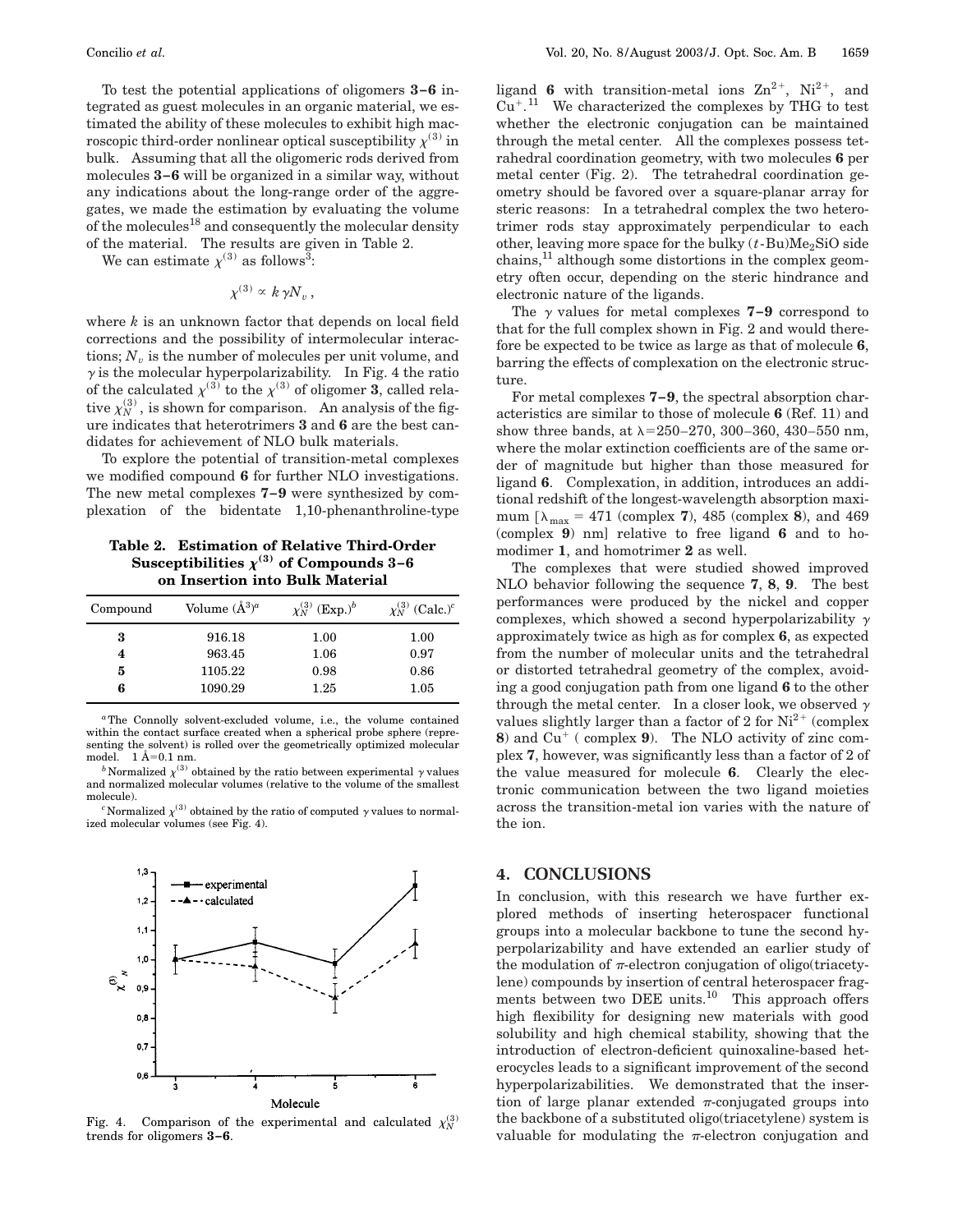To test the potential applications of oligomers **3–6** integrated as guest molecules in an organic material, we estimated the ability of these molecules to exhibit high macroscopic third-order nonlinear optical susceptibility $\chi^{(3)}$ in bulk. Assuming that all the oligomeric rods derived from molecules **3–6** will be organized in a similar way, without any indications about the long-range order of the aggregates, we made the estimation by evaluating the volume of the molecules[18] and consequently the molecular density of the material. The results are given in Table 2.

We can estimate $\chi^{(3)}$ as follows[3]:

$$\chi^{(3)} \propto k \gamma N_v ,$$

where $k$ is an unknown factor that depends on local field corrections and the possibility of intermolecular interactions; $N_v$ is the number of molecules per unit volume, and $\gamma$ is the molecular hyperpolarizability. In Fig. 4 the ratio of the calculated $\chi^{(3)}$ to the $\chi^{(3)}$ of oligomer **3**, called relative $\chi_N^{(3)}$, is shown for comparison. An analysis of the figure indicates that heterotrimers **3** and **6** are the best candidates for achievement of NLO bulk materials.

To explore the potential of transition-metal complexes we modified compound **6** for further NLO investigations. The new metal complexes **7–9** were synthesized by complexation of the bidentate 1,10-phenanthroline-type

**Table 2. Estimation of Relative Third-Order Susceptibilities $\chi^{(3)}$ of Compounds 3–6 on Insertion into Bulk Material**

| Compound | Volume (Å$^3$)$^a$ | $\chi_N^{(3)}$ (Exp.)$^b$ | $\chi_N^{(3)}$ (Calc.)$^c$ |
|---|---|---|---|
| **3** | 916.18 | 1.00 | 1.00 |
| **4** | 963.45 | 1.06 | 0.97 |
| **5** | 1105.22 | 0.98 | 0.86 |
| **6** | 1090.29 | 1.25 | 1.05 |

$^a$The Connolly solvent-excluded volume, i.e., the volume contained within the contact surface created when a spherical probe sphere (representing the solvent) is rolled over the geometrically optimized molecular model. 1 Å=0.1 nm.

$^b$Normalized $\chi^{(3)}$ obtained by the ratio between experimental $\gamma$ values and normalized molecular volumes (relative to the volume of the smallest molecule).

$^c$Normalized $\chi^{(3)}$ obtained by the ratio of computed $\gamma$ values to normalized molecular volumes (see Fig. 4).

Fig. 4. Comparison of the experimental and calculated $\chi_N^{(3)}$ trends for oligomers **3–6**.

ligand **6** with transition-metal ions $Zn^{2+}$, $Ni^{2+}$, and $Cu^{+}$.[11] We characterized the complexes by THG to test whether the electronic conjugation can be maintained through the metal center. All the complexes possess tetrahedral coordination geometry, with two molecules **6** per metal center (Fig. 2). The tetrahedral coordination geometry should be favored over a square-planar array for steric reasons: In a tetrahedral complex the two heterotrimer rods stay approximately perpendicular to each other, leaving more space for the bulky $(t\text{-Bu})Me_2SiO$ side chains,[11] although some distortions in the complex geometry often occur, depending on the steric hindrance and electronic nature of the ligands.

The $\gamma$ values for metal complexes **7–9** correspond to that for the full complex shown in Fig. 2 and would therefore be expected to be twice as large as that of molecule **6**, barring the effects of complexation on the electronic structure.

For metal complexes **7–9**, the spectral absorption characteristics are similar to those of molecule **6** (Ref. 11) and show three bands, at $\lambda$=250–270, 300–360, 430–550 nm, where the molar extinction coefficients are of the same order of magnitude but higher than those measured for ligand **6**. Complexation, in addition, introduces an additional redshift of the longest-wavelength absorption maximum [$\lambda_{max}$ = 471 (complex **7**), 485 (complex **8**), and 469 (complex **9**) nm] relative to free ligand **6** and to homodimer **1**, and homotrimer **2** as well.

The complexes that were studied showed improved NLO behavior following the sequence **7**, **8**, **9**. The best performances were produced by the nickel and copper complexes, which showed a second hyperpolarizability $\gamma$ approximately twice as high as for complex **6**, as expected from the number of molecular units and the tetrahedral or distorted tetrahedral geometry of the complex, avoiding a good conjugation path from one ligand **6** to the other through the metal center. In a closer look, we observed $\gamma$ values slightly larger than a factor of 2 for $Ni^{2+}$ (complex **8**) and $Cu^{+}$ ( complex **9**). The NLO activity of zinc complex **7**, however, was significantly less than a factor of 2 of the value measured for molecule **6**. Clearly the electronic communication between the two ligand moieties across the transition-metal ion varies with the nature of the ion.

## 4. CONCLUSIONS

In conclusion, with this research we have further explored methods of inserting heterospacer functional groups into a molecular backbone to tune the second hyperpolarizability and have extended an earlier study of the modulation of $\pi$-electron conjugation of oligo(triacetylene) compounds by insertion of central heterospacer fragments between two DEE units.[10] This approach offers high flexibility for designing new materials with good solubility and high chemical stability, showing that the introduction of electron-deficient quinoxaline-based heterocycles leads to a significant improvement of the second hyperpolarizabilities. We demonstrated that the insertion of large planar extended $\pi$-conjugated groups into the backbone of a substituted oligo(triacetylene) system is valuable for modulating the $\pi$-electron conjugation and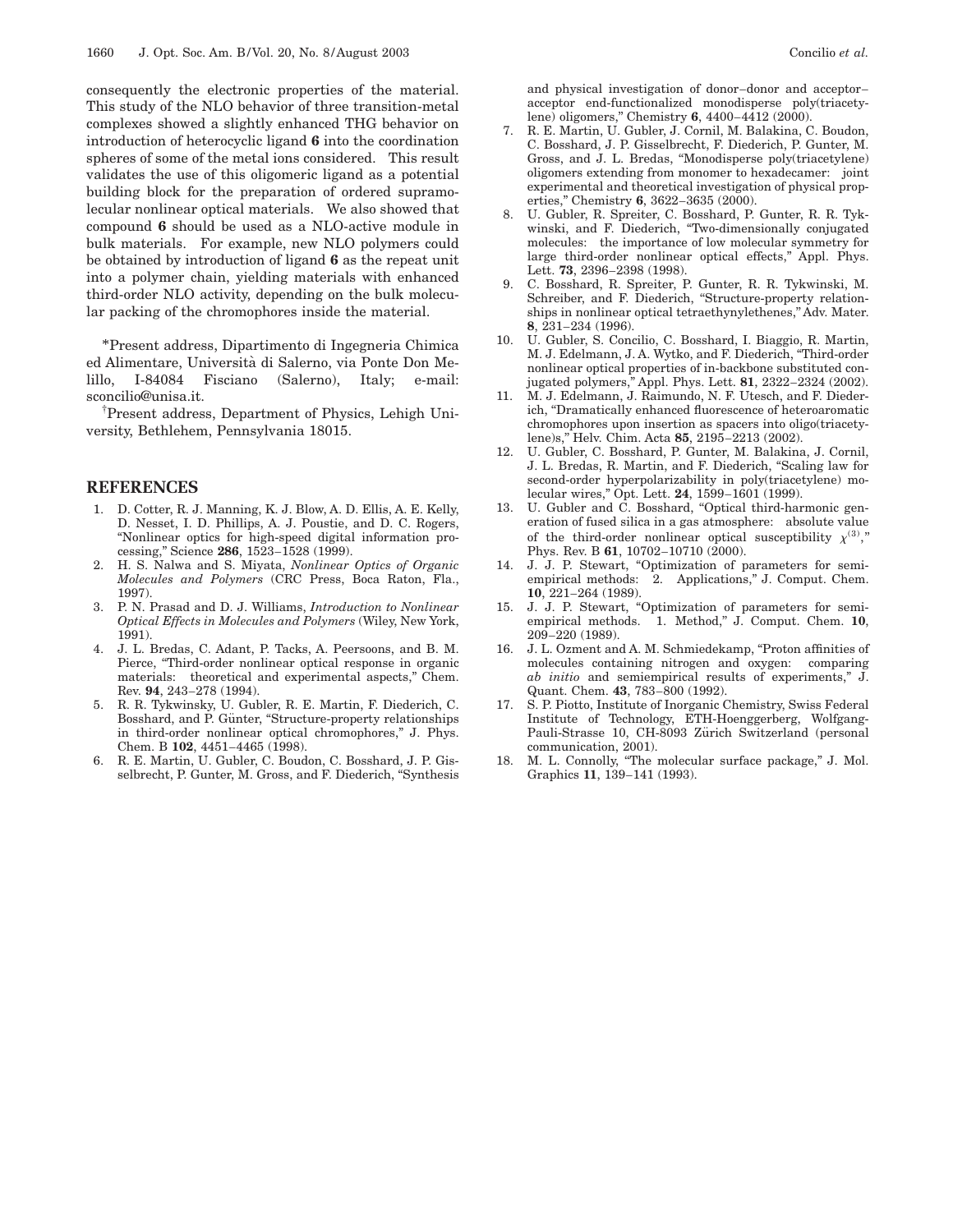consequently the electronic properties of the material. This study of the NLO behavior of three transition-metal complexes showed a slightly enhanced THG behavior on introduction of heterocyclic ligand **6** into the coordination spheres of some of the metal ions considered. This result validates the use of this oligomeric ligand as a potential building block for the preparation of ordered supramolecular nonlinear optical materials. We also showed that compound **6** should be used as a NLO-active module in bulk materials. For example, new NLO polymers could be obtained by introduction of ligand **6** as the repeat unit into a polymer chain, yielding materials with enhanced third-order NLO activity, depending on the bulk molecular packing of the chromophores inside the material.

*Present address, Dipartimento di Ingegneria Chimica ed Alimentare, Università di Salerno, via Ponte Don Melillo, I-84084 Fisciano (Salerno), Italy; e-mail: sconcilio@unisa.it.

†Present address, Department of Physics, Lehigh University, Bethlehem, Pennsylvania 18015.

## REFERENCES

1. D. Cotter, R. J. Manning, K. J. Blow, A. D. Ellis, A. E. Kelly, D. Nesset, I. D. Phillips, A. J. Poustie, and D. C. Rogers, "Nonlinear optics for high-speed digital information processing," Science **286**, 1523–1528 (1999).
2. H. S. Nalwa and S. Miyata, *Nonlinear Optics of Organic Molecules and Polymers* (CRC Press, Boca Raton, Fla., 1997).
3. P. N. Prasad and D. J. Williams, *Introduction to Nonlinear Optical Effects in Molecules and Polymers* (Wiley, New York, 1991).
4. J. L. Bredas, C. Adant, P. Tacks, A. Peersoons, and B. M. Pierce, "Third-order nonlinear optical response in organic materials: theoretical and experimental aspects," Chem. Rev. **94**, 243–278 (1994).
5. R. R. Tykwinsky, U. Gubler, R. E. Martin, F. Diederich, C. Bosshard, and P. Günter, "Structure-property relationships in third-order nonlinear optical chromophores," J. Phys. Chem. B **102**, 4451–4465 (1998).
6. R. E. Martin, U. Gubler, C. Boudon, C. Bosshard, J. P. Gisselbrecht, P. Gunter, M. Gross, and F. Diederich, "Synthesis and physical investigation of donor–donor and acceptor–acceptor end-functionalized monodisperse poly(triacetylene) oligomers," Chemistry **6**, 4400–4412 (2000).
7. R. E. Martin, U. Gubler, J. Cornil, M. Balakina, C. Boudon, C. Bosshard, J. P. Gisselbrecht, F. Diederich, P. Gunter, M. Gross, and J. L. Bredas, "Monodisperse poly(triacetylene) oligomers extending from monomer to hexadecamer: joint experimental and theoretical investigation of physical properties," Chemistry **6**, 3622–3635 (2000).
8. U. Gubler, R. Spreiter, C. Bosshard, P. Gunter, R. R. Tykwinski, and F. Diederich, "Two-dimensionally conjugated molecules: the importance of low molecular symmetry for large third-order nonlinear optical effects," Appl. Phys. Lett. **73**, 2396–2398 (1998).
9. C. Bosshard, R. Spreiter, P. Gunter, R. R. Tykwinski, M. Schreiber, and F. Diederich, "Structure-property relationships in nonlinear optical tetraethynylethenes," Adv. Mater. **8**, 231–234 (1996).
10. U. Gubler, S. Concilio, C. Bosshard, I. Biaggio, R. Martin, M. J. Edelmann, J. A. Wytko, and F. Diederich, "Third-order nonlinear optical properties of in-backbone substituted conjugated polymers," Appl. Phys. Lett. **81**, 2322–2324 (2002).
11. M. J. Edelmann, J. Raimundo, N. F. Utesch, and F. Diederich, "Dramatically enhanced fluorescence of heteroaromatic chromophores upon insertion as spacers into oligo(triacetylene)s," Helv. Chim. Acta **85**, 2195–2213 (2002).
12. U. Gubler, C. Bosshard, P. Gunter, M. Balakina, J. Cornil, J. L. Bredas, R. Martin, and F. Diederich, "Scaling law for second-order hyperpolarizability in poly(triacetylene) molecular wires," Opt. Lett. **24**, 1599–1601 (1999).
13. U. Gubler and C. Bosshard, "Optical third-harmonic generation of fused silica in a gas atmosphere: absolute value of the third-order nonlinear optical susceptibility $\chi^{(3)}$," Phys. Rev. B **61**, 10702–10710 (2000).
14. J. J. P. Stewart, "Optimization of parameters for semi-empirical methods: 2. Applications," J. Comput. Chem. **10**, 221–264 (1989).
15. J. J. P. Stewart, "Optimization of parameters for semi-empirical methods. 1. Method," J. Comput. Chem. **10**, 209–220 (1989).
16. J. L. Ozment and A. M. Schmiedekamp, "Proton affinities of molecules containing nitrogen and oxygen: comparing *ab initio* and semiempirical results of experiments," J. Quant. Chem. **43**, 783–800 (1992).
17. S. P. Piotto, Institute of Inorganic Chemistry, Swiss Federal Institute of Technology, ETH-Hoenggerberg, Wolfgang-Pauli-Strasse 10, CH-8093 Zürich Switzerland (personal communication, 2001).
18. M. L. Connolly, "The molecular surface package," J. Mol. Graphics **11**, 139–141 (1993).